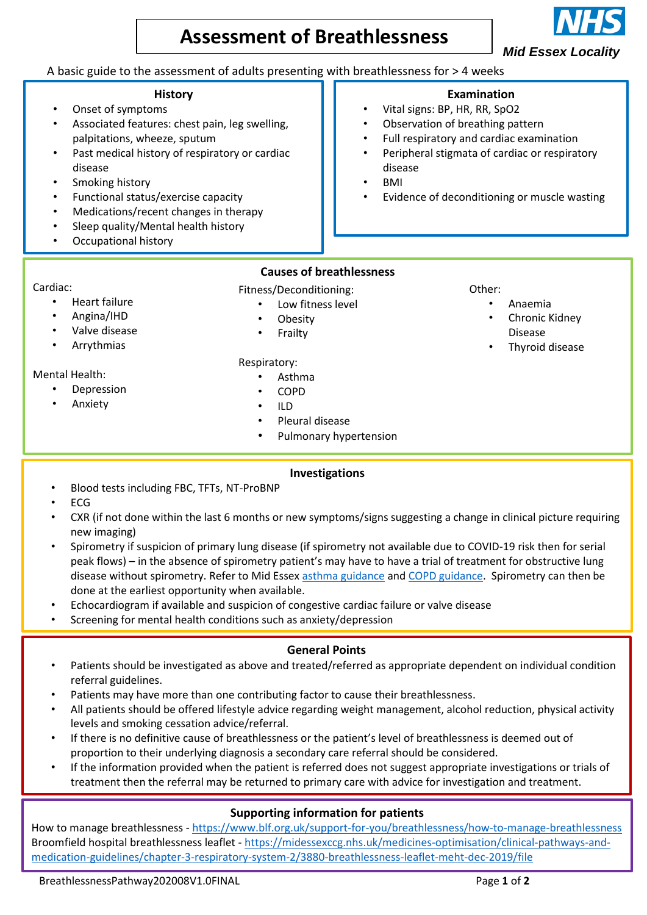# Assessment of Breathlessness

*Mid Essex Locality*

A basic guide to the assessment of adults presenting with breathlessness for > 4 weeks

## History

- Onset of symptoms
- Associated features: chest pain, leg swelling, palpitations, wheeze, sputum
- Past medical history of respiratory or cardiac disease
- Smoking history
- Functional status/exercise capacity
- Medications/recent changes in therapy
- Sleep quality/Mental health history
- Occupational history

## Examination

- Vital signs: BP, HR, RR, SpO2
- Observation of breathing pattern
- Full respiratory and cardiac examination
- Peripheral stigmata of cardiac or respiratory disease
- BMI
- Evidence of deconditioning or muscle wasting

## Causes of breathlessness

Cardiac:

- Heart failure
- Angina/IHD
- Valve disease
- Arrythmias

Mental Health:

- Depression
- Anxiety

Fitness/Deconditioning:

- Low fitness level
- Obesity
- Frailty

Respiratory:

- Asthma
- COPD
- ILD
- Pleural disease
- Pulmonary hypertension

Other:

- Anaemia
- Chronic Kidney Disease
- Thyroid disease

## Investigations

- Blood tests including FBC, TFTs, NT-ProBNP
- ECG
- CXR (if not done within the last 6 months or new symptoms/signs suggesting a change in clinical picture requiring new imaging)
- Spirometry if suspicion of primary lung disease (if spirometry not available due to COVID-19 risk then for serial peak flows) – in the absence of spirometry patient's may have to have a trial of treatment for obstructive lung disease without spirometry. Refer to Mid Essex asthma guidance and COPD guidance. Spirometry can then be done at the earliest opportunity when available.
- Echocardiogram if available and suspicion of congestive cardiac failure or valve disease
- Screening for mental health conditions such as anxiety/depression

## General Points

- Patients should be investigated as above and treated/referred as appropriate dependent on individual condition referral guidelines.
- Patients may have more than one contributing factor to cause their breathlessness.
- All patients should be offered lifestyle advice regarding weight management, alcohol reduction, physical activity levels and smoking cessation advice/referral.
- If there is no definitive cause of breathlessness or the patient's level of breathlessness is deemed out of proportion to their underlying diagnosis a secondary care referral should be considered.
- If the information provided when the patient is referred does not suggest appropriate investigations or trials of treatment then the referral may be returned to primary care with advice for investigation and treatment.

## Supporting information for patients

How to manage breathlessness - https://www.blf.org.uk/support-for-you/breathlessness/how-to-manage-breathlessness
Broomfield hospital breathlessness leaflet - https://midessexccg.nhs.uk/medicines-optimisation/clinical-pathways-and-medication-guidelines/chapter-3-respiratory-system-2/3880-breathlessness-leaflet-meht-dec-2019/file

BreathlessnessPathway202008V1.0FINAL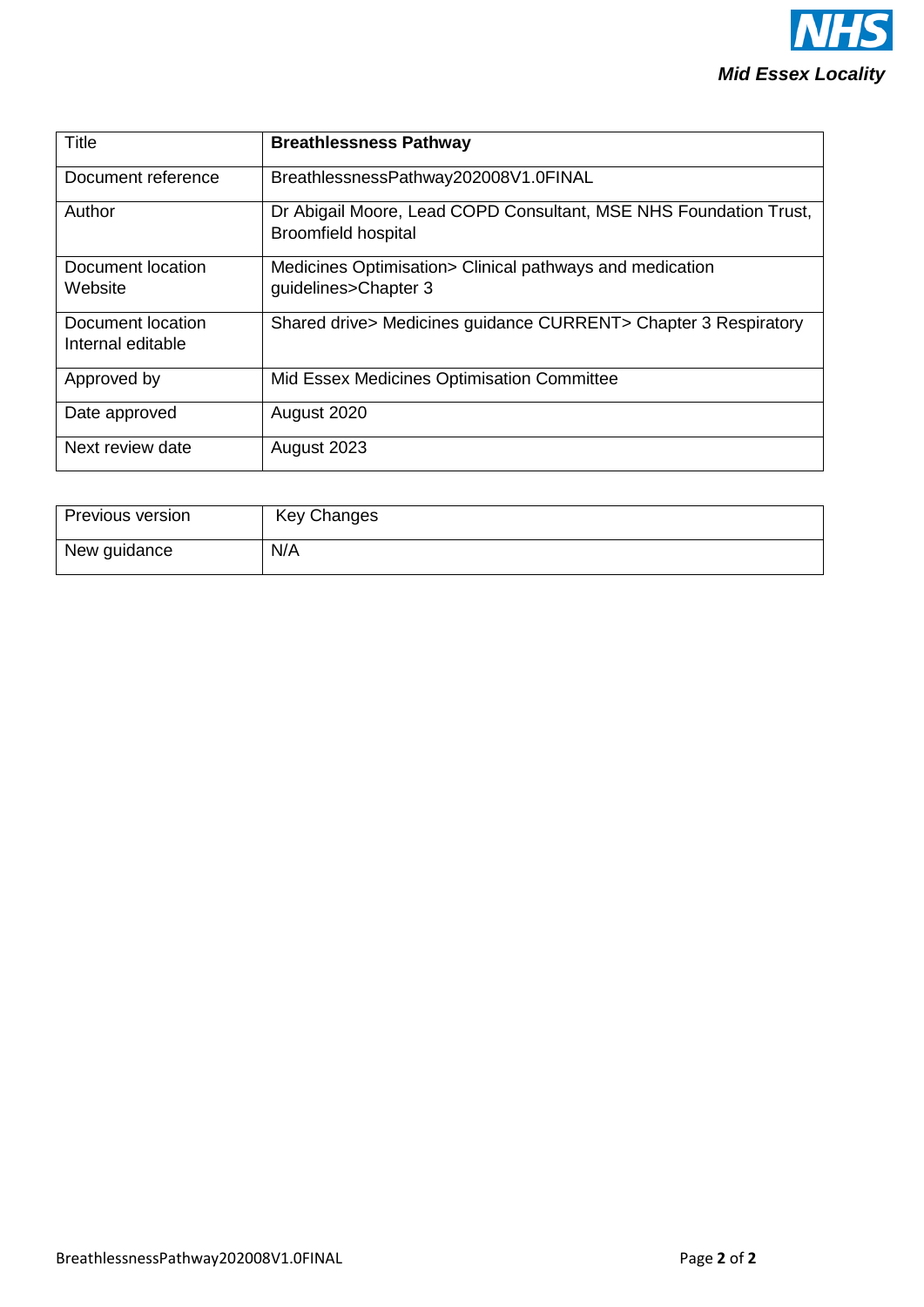| | |
|---|---|
| Title | **Breathlessness Pathway** |
| Document reference | BreathlessnessPathway202008V1.0FINAL |
| Author | Dr Abigail Moore, Lead COPD Consultant, MSE NHS Foundation Trust, Broomfield hospital |
| Document location Website | Medicines Optimisation> Clinical pathways and medication guidelines>Chapter 3 |
| Document location Internal editable | Shared drive> Medicines guidance CURRENT> Chapter 3 Respiratory |
| Approved by | Mid Essex Medicines Optimisation Committee |
| Date approved | August 2020 |
| Next review date | August 2023 |

| Previous version | Key Changes |
|---|---|
| New guidance | N/A |